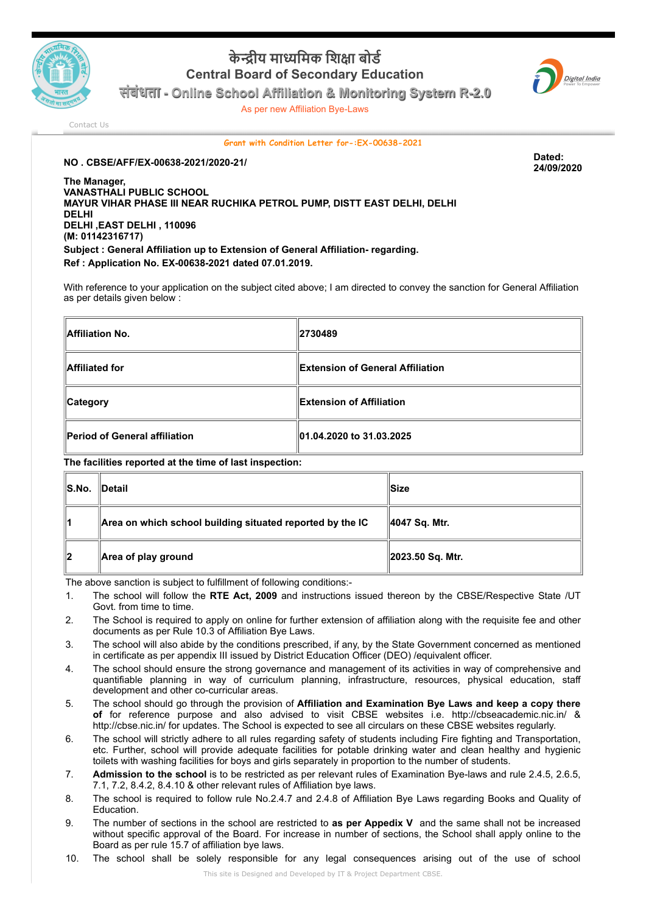# केन्द्रीय माध्यमिक शिक्षा बोर्ड
## Central Board of Secondary Education
### संबंधता - Online School Affiliation & Monitoring System R-2.0

As per new Affiliation Bye-Laws

Contact Us

**Grant with Condition Letter for-:EX-00638-2021**

**NO . CBSE/AFF/EX-00638-2021/2020-21/**

**Dated: 24/09/2020**

**The Manager,**
**VANASTHALI PUBLIC SCHOOL**
**MAYUR VIHAR PHASE III NEAR RUCHIKA PETROL PUMP, DISTT EAST DELHI, DELHI**
**DELHI**
**DELHI ,EAST DELHI , 110096**
**(M: 01142316717)**

**Subject : General Affiliation up to Extension of General Affiliation- regarding.**
**Ref : Application No. EX-00638-2021 dated 07.01.2019.**

With reference to your application on the subject cited above; I am directed to convey the sanction for General Affiliation as per details given below :

| | |
|---|---|
| **Affiliation No.** | **2730489** |
| **Affiliated for** | **Extension of General Affiliation** |
| **Category** | **Extension of Affiliation** |
| **Period of General affiliation** | **01.04.2020 to 31.03.2025** |

**The facilities reported at the time of last inspection:**

| S.No. | Detail | Size |
|---|---|---|
| 1 | Area on which school building situated reported by the IC | 4047 Sq. Mtr. |
| 2 | Area of play ground | 2023.50 Sq. Mtr. |

The above sanction is subject to fulfillment of following conditions:-

1. The school will follow the **RTE Act, 2009** and instructions issued thereon by the CBSE/Respective State /UT Govt. from time to time.
2. The School is required to apply on online for further extension of affiliation along with the requisite fee and other documents as per Rule 10.3 of Affiliation Bye Laws.
3. The school will also abide by the conditions prescribed, if any, by the State Government concerned as mentioned in certificate as per appendix III issued by District Education Officer (DEO) /equivalent officer.
4. The school should ensure the strong governance and management of its activities in way of comprehensive and quantifiable planning in way of curriculum planning, infrastructure, resources, physical education, staff development and other co-curricular areas.
5. The school should go through the provision of **Affiliation and Examination Bye Laws and keep a copy there of** for reference purpose and also advised to visit CBSE websites i.e. http://cbseacademic.nic.in/ & http://cbse.nic.in/ for updates. The School is expected to see all circulars on these CBSE websites regularly.
6. The school will strictly adhere to all rules regarding safety of students including Fire fighting and Transportation, etc. Further, school will provide adequate facilities for potable drinking water and clean healthy and hygienic toilets with washing facilities for boys and girls separately in proportion to the number of students.
7. **Admission to the school** is to be restricted as per relevant rules of Examination Bye-laws and rule 2.4.5, 2.6.5, 7.1, 7.2, 8.4.2, 8.4.10 & other relevant rules of Affiliation bye laws.
8. The school is required to follow rule No.2.4.7 and 2.4.8 of Affiliation Bye Laws regarding Books and Quality of Education.
9. The number of sections in the school are restricted to **as per Appedix V** and the same shall not be increased without specific approval of the Board. For increase in number of sections, the School shall apply online to the Board as per rule 15.7 of affiliation bye laws.
10. The school shall be solely responsible for any legal consequences arising out of the use of school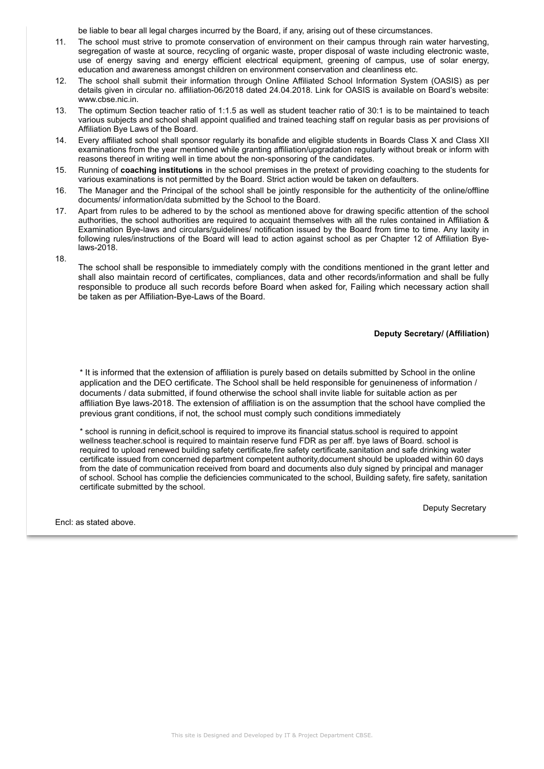be liable to bear all legal charges incurred by the Board, if any, arising out of these circumstances.

11. The school must strive to promote conservation of environment on their campus through rain water harvesting, segregation of waste at source, recycling of organic waste, proper disposal of waste including electronic waste, use of energy saving and energy efficient electrical equipment, greening of campus, use of solar energy, education and awareness amongst children on environment conservation and cleanliness etc.
12. The school shall submit their information through Online Affiliated School Information System (OASIS) as per details given in circular no. affiliation-06/2018 dated 24.04.2018. Link for OASIS is available on Board's website: www.cbse.nic.in.
13. The optimum Section teacher ratio of 1:1.5 as well as student teacher ratio of 30:1 is to be maintained to teach various subjects and school shall appoint qualified and trained teaching staff on regular basis as per provisions of Affiliation Bye Laws of the Board.
14. Every affiliated school shall sponsor regularly its bonafide and eligible students in Boards Class X and Class XII examinations from the year mentioned while granting affiliation/upgradation regularly without break or inform with reasons thereof in writing well in time about the non-sponsoring of the candidates.
15. Running of **coaching institutions** in the school premises in the pretext of providing coaching to the students for various examinations is not permitted by the Board. Strict action would be taken on defaulters.
16. The Manager and the Principal of the school shall be jointly responsible for the authenticity of the online/offline documents/ information/data submitted by the School to the Board.
17. Apart from rules to be adhered to by the school as mentioned above for drawing specific attention of the school authorities, the school authorities are required to acquaint themselves with all the rules contained in Affiliation & Examination Bye-laws and circulars/guidelines/ notification issued by the Board from time to time. Any laxity in following rules/instructions of the Board will lead to action against school as per Chapter 12 of Affiliation Bye-laws-2018.
18. The school shall be responsible to immediately comply with the conditions mentioned in the grant letter and shall also maintain record of certificates, compliances, data and other records/information and shall be fully responsible to produce all such records before Board when asked for, Failing which necessary action shall be taken as per Affiliation-Bye-Laws of the Board.

**Deputy Secretary/ (Affiliation)**

* It is informed that the extension of affiliation is purely based on details submitted by School in the online application and the DEO certificate. The School shall be held responsible for genuineness of information / documents / data submitted, if found otherwise the school shall invite liable for suitable action as per affiliation Bye laws-2018. The extension of affiliation is on the assumption that the school have complied the previous grant conditions, if not, the school must comply such conditions immediately

* school is running in deficit,school is required to improve its financial status.school is required to appoint wellness teacher.school is required to maintain reserve fund FDR as per aff. bye laws of Board. school is required to upload renewed building safety certificate,fire safety certificate,sanitation and safe drinking water certificate issued from concerned department competent authority,document should be uploaded within 60 days from the date of communication received from board and documents also duly signed by principal and manager of school. School has complie the deficiencies communicated to the school, Building safety, fire safety, sanitation certificate submitted by the school.

Deputy Secretary

Encl: as stated above.